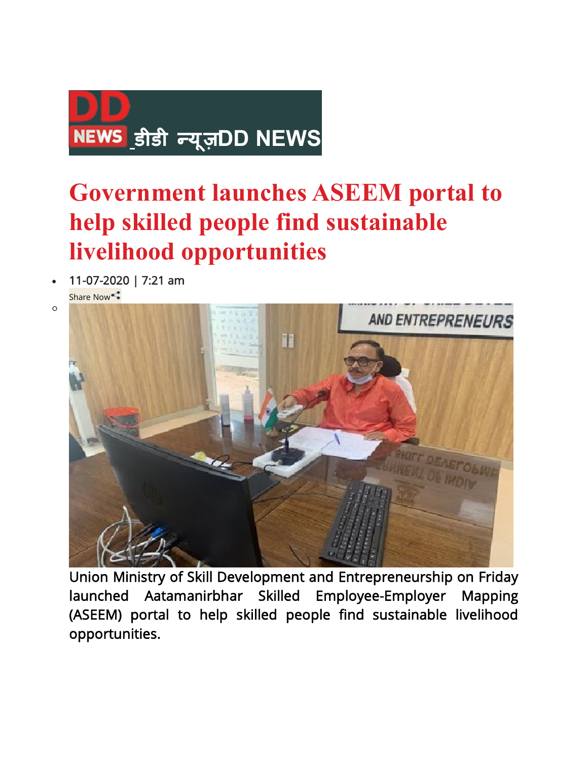DD NEWS डीडी न्यूज़DD NEWS

# Government launches ASEEM portal to help skilled people find sustainable livelihood opportunities

- 11-07-2020 | 7:21 am

Share Now

Union Ministry of Skill Development and Entrepreneurship on Friday launched Aatamanirbhar Skilled Employee-Employer Mapping (ASEEM) portal to help skilled people find sustainable livelihood opportunities.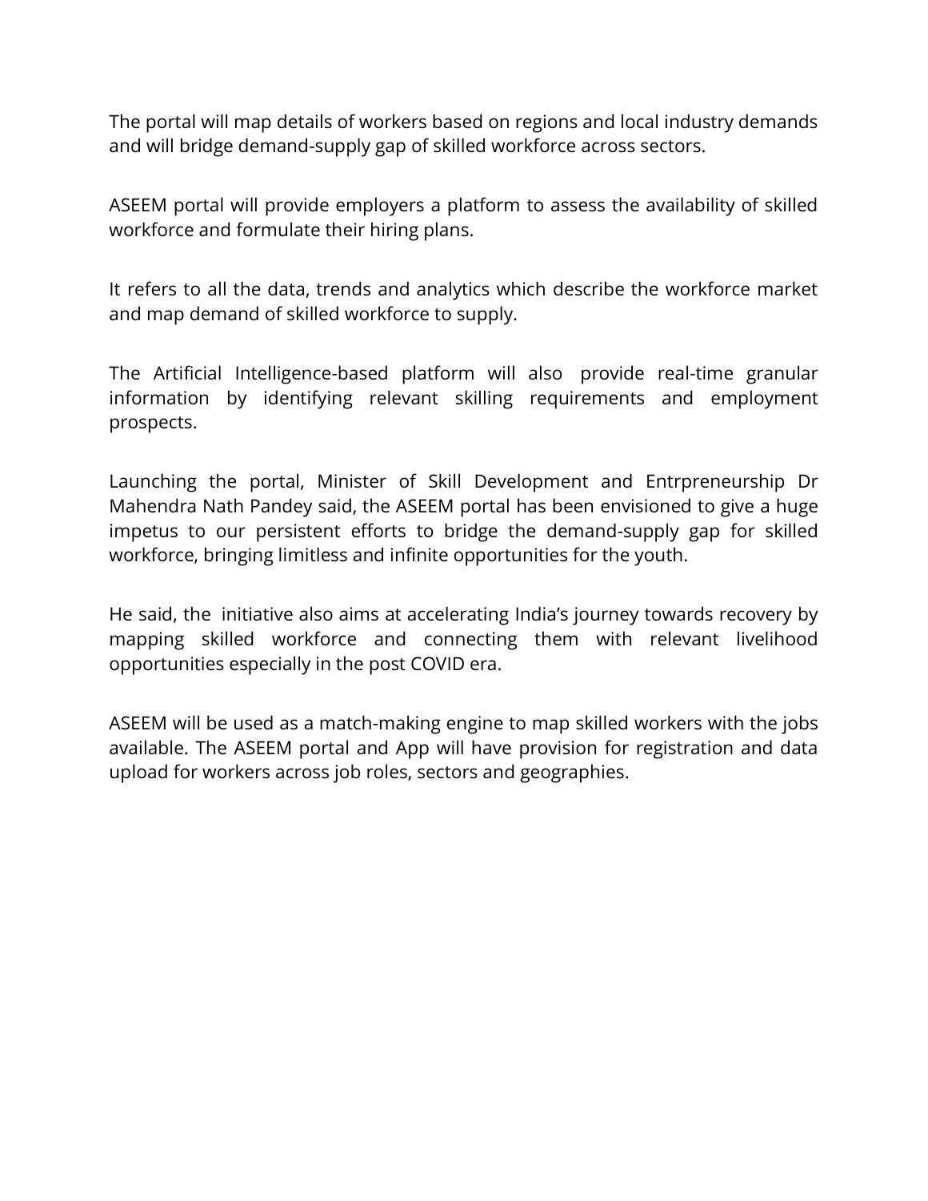The portal will map details of workers based on regions and local industry demands and will bridge demand-supply gap of skilled workforce across sectors.

ASEEM portal will provide employers a platform to assess the availability of skilled workforce and formulate their hiring plans.

It refers to all the data, trends and analytics which describe the workforce market and map demand of skilled workforce to supply.

The Artificial Intelligence-based platform will also provide real-time granular information by identifying relevant skilling requirements and employment prospects.

Launching the portal, Minister of Skill Development and Entrpreneurship Dr Mahendra Nath Pandey said, the ASEEM portal has been envisioned to give a huge impetus to our persistent efforts to bridge the demand-supply gap for skilled workforce, bringing limitless and infinite opportunities for the youth.

He said, the initiative also aims at accelerating India's journey towards recovery by mapping skilled workforce and connecting them with relevant livelihood opportunities especially in the post COVID era.

ASEEM will be used as a match-making engine to map skilled workers with the jobs available. The ASEEM portal and App will have provision for registration and data upload for workers across job roles, sectors and geographies.